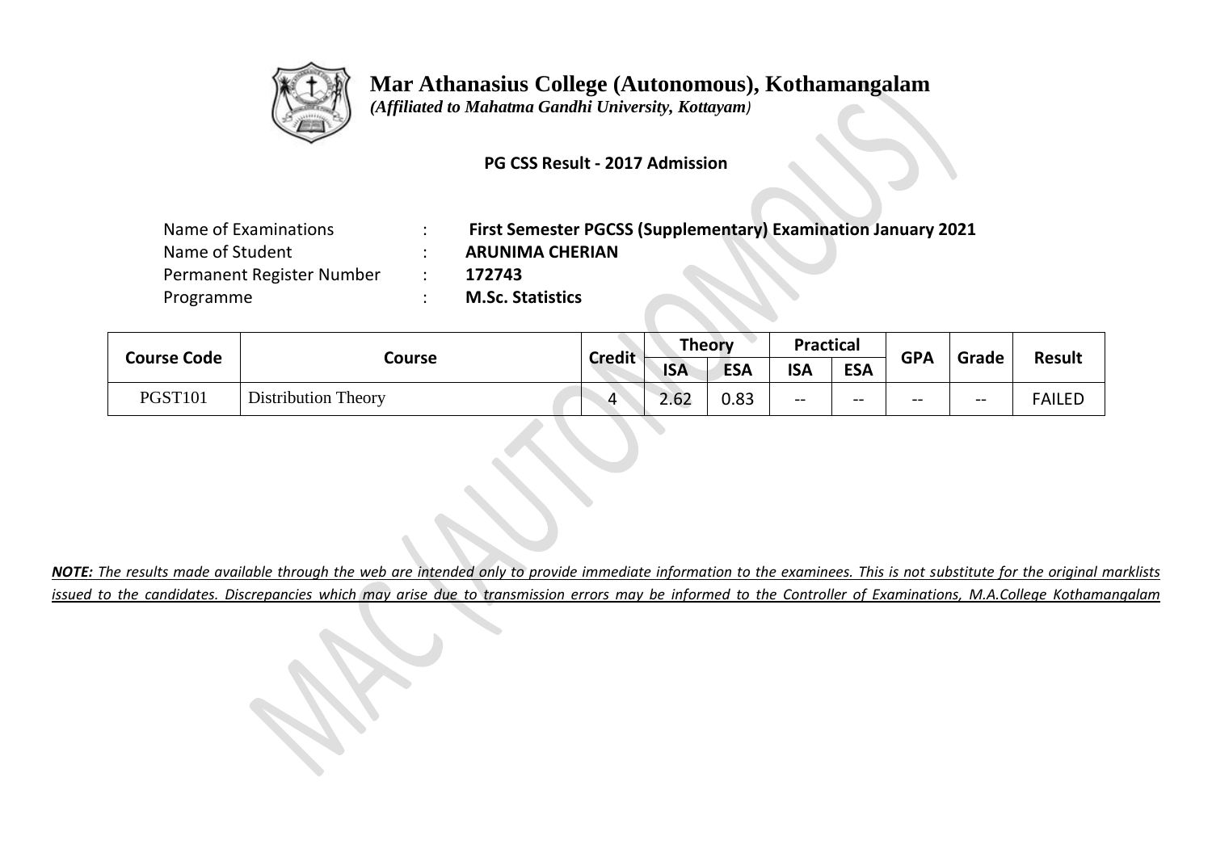# Mar Athanasius College (Autonomous), Kothamangalam

*(Affiliated to Mahatma Gandhi University, Kottayam)*

**PG CSS Result - 2017 Admission**

Name of Examinations : **First Semester PGCSS (Supplementary) Examination January 2021**
Name of Student : **ARUNIMA CHERIAN**
Permanent Register Number : **172743**
Programme : **M.Sc. Statistics**

| Course Code | Course | Credit | Theory | | Practical | | GPA | Grade | Result |
|---|---|---|---|---|---|---|---|---|---|
| | | | ISA | ESA | ISA | ESA | | | |
| PGST101 | Distribution Theory | 4 | 2.62 | 0.83 | -- | -- | -- | -- | FAILED |

***NOTE:*** *The results made available through the web are intended only to provide immediate information to the examinees. This is not substitute for the original marklists issued to the candidates. Discrepancies which may arise due to transmission errors may be informed to the Controller of Examinations, M.A.College Kothamangalam*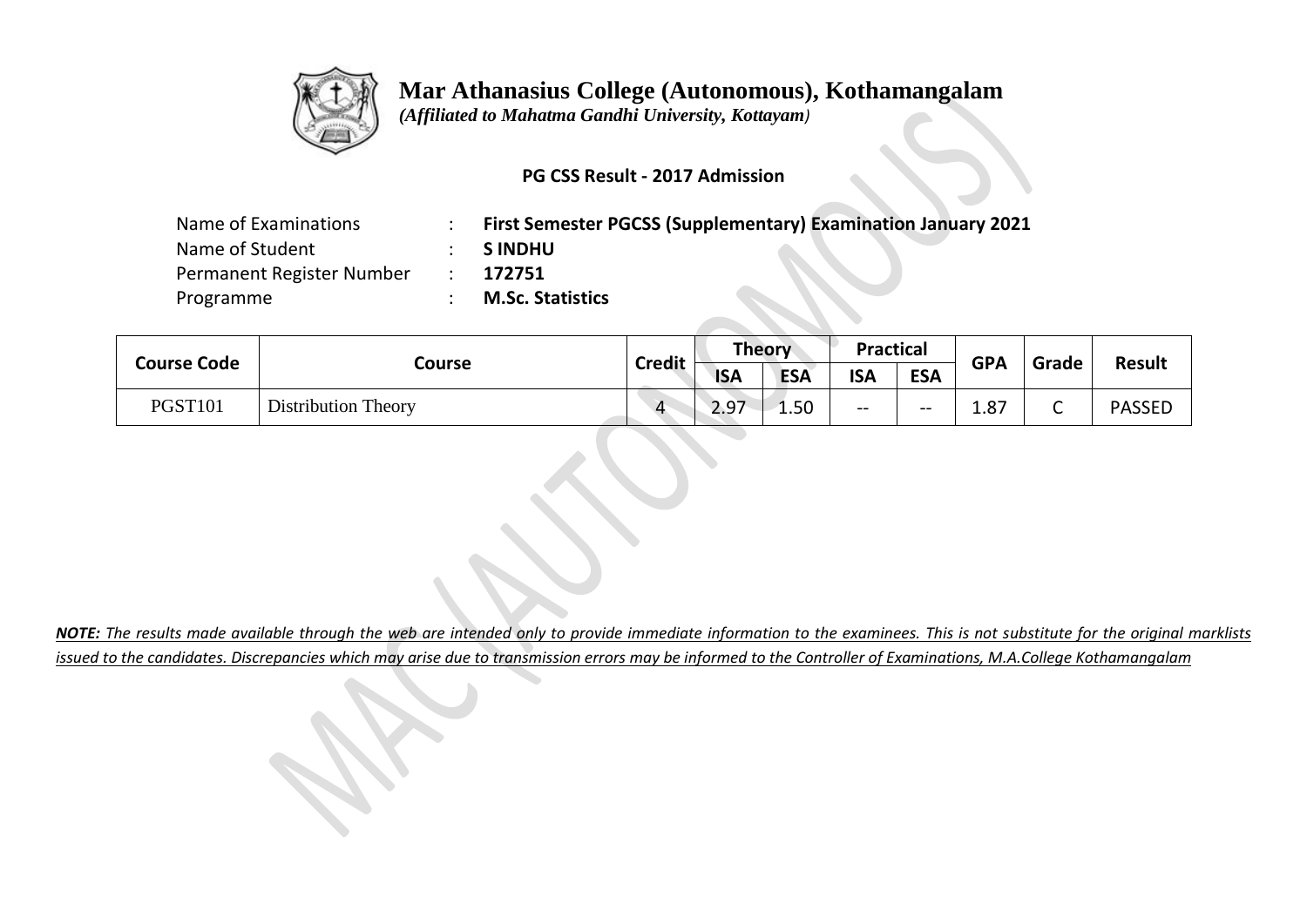# Mar Athanasius College (Autonomous), Kothamangalam

*(Affiliated to Mahatma Gandhi University, Kottayam)*

**PG CSS Result - 2017 Admission**

| | | |
|---|---|---|
| Name of Examinations | : | **First Semester PGCSS (Supplementary) Examination January 2021** |
| Name of Student | : | **S INDHU** |
| Permanent Register Number | : | **172751** |
| Programme | : | **M.Sc. Statistics** |

| Course Code | Course | Credit | Theory | | Practical | | GPA | Grade | Result |
|---|---|---|---|---|---|---|---|---|---|
| | | | ISA | ESA | ISA | ESA | | | |
| PGST101 | Distribution Theory | 4 | 2.97 | 1.50 | -- | -- | 1.87 | C | PASSED |

***NOTE:*** *The results made available through the web are intended only to provide immediate information to the examinees. This is not substitute for the original marklists issued to the candidates. Discrepancies which may arise due to transmission errors may be informed to the Controller of Examinations, M.A.College Kothamangalam*